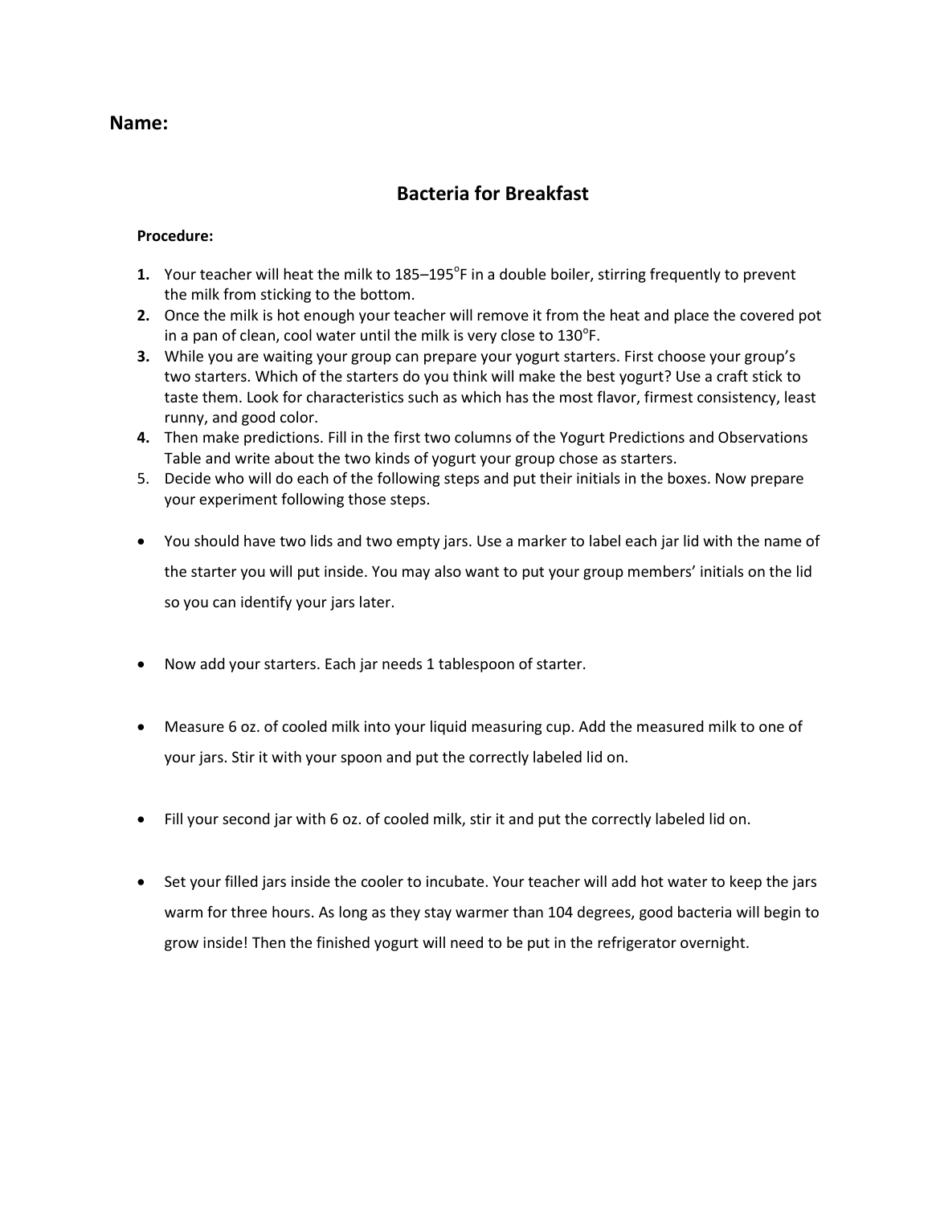**Name:**

## Bacteria for Breakfast

**Procedure:**

1. Your teacher will heat the milk to 185–195°F in a double boiler, stirring frequently to prevent the milk from sticking to the bottom.
2. Once the milk is hot enough your teacher will remove it from the heat and place the covered pot in a pan of clean, cool water until the milk is very close to 130°F.
3. While you are waiting your group can prepare your yogurt starters. First choose your group's two starters. Which of the starters do you think will make the best yogurt? Use a craft stick to taste them. Look for characteristics such as which has the most flavor, firmest consistency, least runny, and good color.
4. Then make predictions. Fill in the first two columns of the Yogurt Predictions and Observations Table and write about the two kinds of yogurt your group chose as starters.
5. Decide who will do each of the following steps and put their initials in the boxes. Now prepare your experiment following those steps.

- You should have two lids and two empty jars. Use a marker to label each jar lid with the name of the starter you will put inside. You may also want to put your group members' initials on the lid so you can identify your jars later.
- Now add your starters. Each jar needs 1 tablespoon of starter.
- Measure 6 oz. of cooled milk into your liquid measuring cup. Add the measured milk to one of your jars. Stir it with your spoon and put the correctly labeled lid on.
- Fill your second jar with 6 oz. of cooled milk, stir it and put the correctly labeled lid on.
- Set your filled jars inside the cooler to incubate. Your teacher will add hot water to keep the jars warm for three hours. As long as they stay warmer than 104 degrees, good bacteria will begin to grow inside! Then the finished yogurt will need to be put in the refrigerator overnight.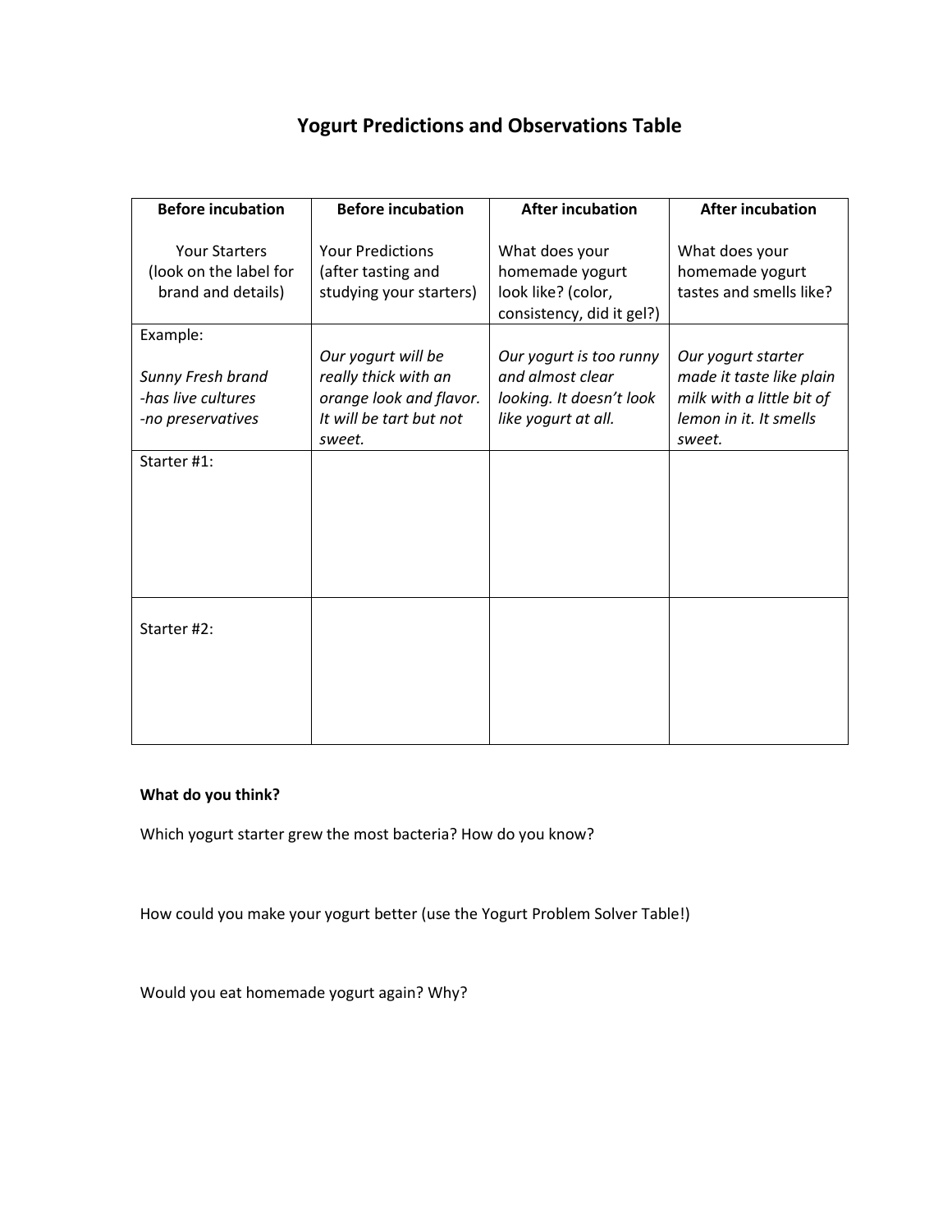# Yogurt Predictions and Observations Table

| **Before incubation**<br><br>Your Starters (look on the label for brand and details) | **Before incubation**<br><br>Your Predictions (after tasting and studying your starters) | **After incubation**<br><br>What does your homemade yogurt look like? (color, consistency, did it gel?) | **After incubation**<br><br>What does your homemade yogurt tastes and smells like? |
|---|---|---|---|
| Example:<br><br>*Sunny Fresh brand*<br>*-has live cultures*<br>*-no preservatives* | *Our yogurt will be really thick with an orange look and flavor. It will be tart but not sweet.* | *Our yogurt is too runny and almost clear looking. It doesn't look like yogurt at all.* | *Our yogurt starter made it taste like plain milk with a little bit of lemon in it. It smells sweet.* |
| Starter #1: | | | |
| Starter #2: | | | |

**What do you think?**

Which yogurt starter grew the most bacteria? How do you know?

How could you make your yogurt better (use the Yogurt Problem Solver Table!)

Would you eat homemade yogurt again? Why?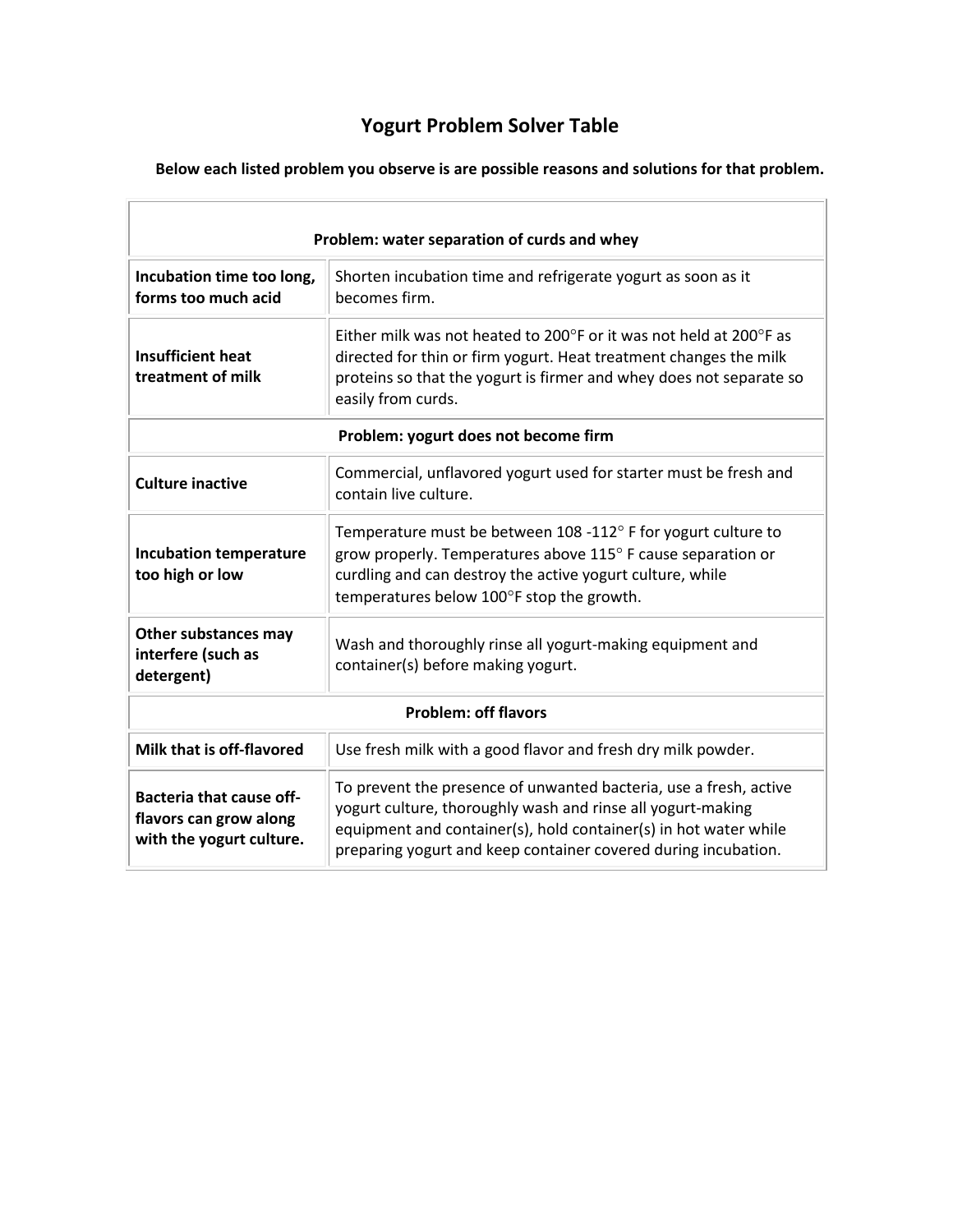# Yogurt Problem Solver Table

**Below each listed problem you observe is are possible reasons and solutions for that problem.**

| | |
|---|---|
| **Problem: water separation of curds and whey** | |
| **Incubation time too long, forms too much acid** | Shorten incubation time and refrigerate yogurt as soon as it becomes firm. |
| **Insufficient heat treatment of milk** | Either milk was not heated to 200°F or it was not held at 200°F as directed for thin or firm yogurt. Heat treatment changes the milk proteins so that the yogurt is firmer and whey does not separate so easily from curds. |
| **Problem: yogurt does not become firm** | |
| **Culture inactive** | Commercial, unflavored yogurt used for starter must be fresh and contain live culture. |
| **Incubation temperature too high or low** | Temperature must be between 108 -112° F for yogurt culture to grow properly. Temperatures above 115° F cause separation or curdling and can destroy the active yogurt culture, while temperatures below 100°F stop the growth. |
| **Other substances may interfere (such as detergent)** | Wash and thoroughly rinse all yogurt-making equipment and container(s) before making yogurt. |
| **Problem: off flavors** | |
| **Milk that is off-flavored** | Use fresh milk with a good flavor and fresh dry milk powder. |
| **Bacteria that cause off-flavors can grow along with the yogurt culture.** | To prevent the presence of unwanted bacteria, use a fresh, active yogurt culture, thoroughly wash and rinse all yogurt-making equipment and container(s), hold container(s) in hot water while preparing yogurt and keep container covered during incubation. |